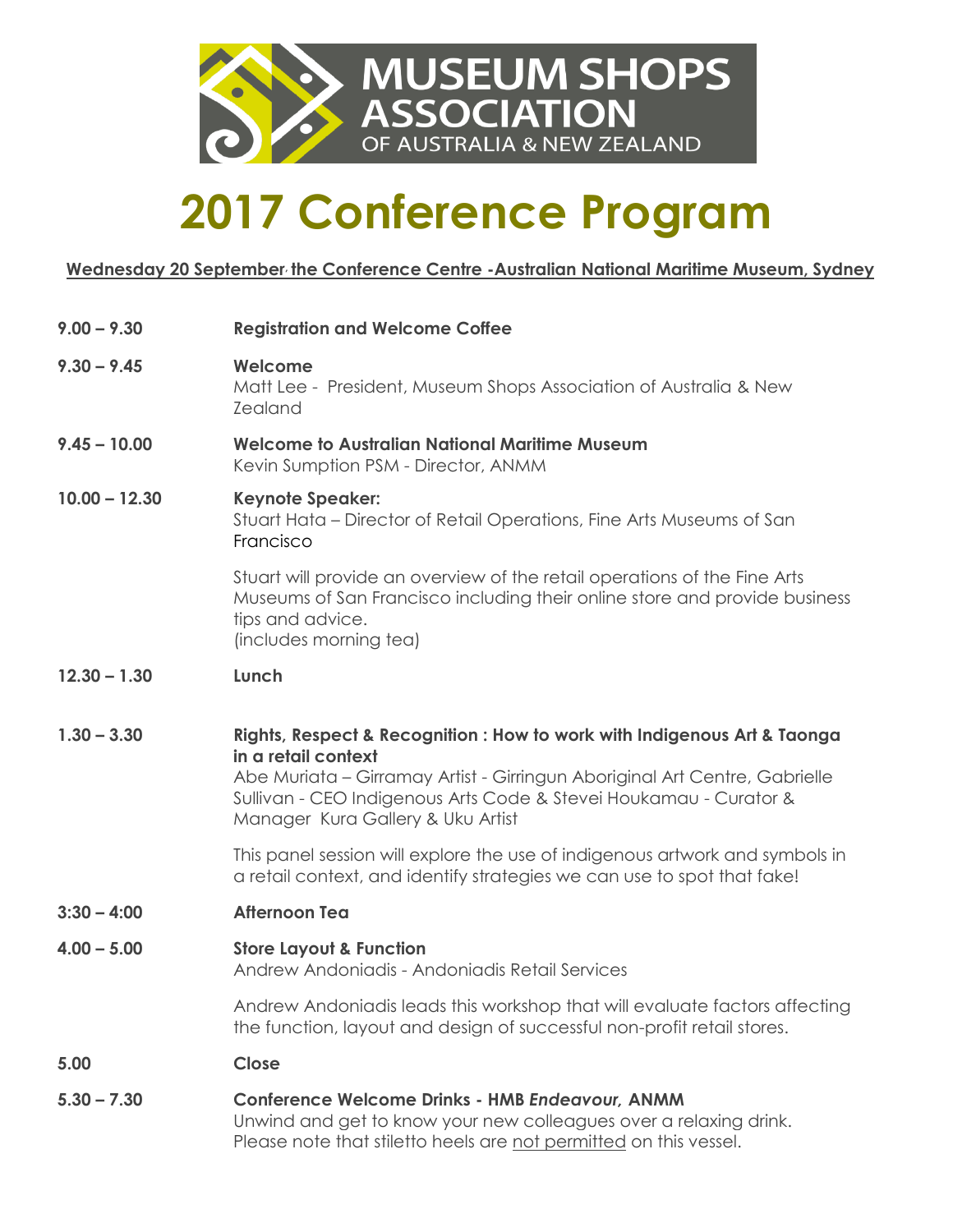MUSEUM SHOPS ASSOCIATION OF AUSTRALIA & NEW ZEALAND

# 2017 Conference Program

**Wednesday 20 September, the Conference Centre -Australian National Maritime Museum, Sydney**

**9.00 – 9.30** **Registration and Welcome Coffee**

**9.30 – 9.45** **Welcome**
Matt Lee - President, Museum Shops Association of Australia & New Zealand

**9.45 – 10.00** **Welcome to Australian National Maritime Museum**
Kevin Sumption PSM - Director, ANMM

**10.00 – 12.30** **Keynote Speaker:**
Stuart Hata – Director of Retail Operations, Fine Arts Museums of San Francisco

Stuart will provide an overview of the retail operations of the Fine Arts Museums of San Francisco including their online store and provide business tips and advice.
(includes morning tea)

**12.30 – 1.30** **Lunch**

**1.30 – 3.30** **Rights, Respect & Recognition : How to work with Indigenous Art & Taonga in a retail context**
Abe Muriata – Girramay Artist - Girringun Aboriginal Art Centre, Gabrielle Sullivan - CEO Indigenous Arts Code & Stevei Houkamau - Curator & Manager Kura Gallery & Uku Artist

This panel session will explore the use of indigenous artwork and symbols in a retail context, and identify strategies we can use to spot that fake!

**3:30 – 4:00** **Afternoon Tea**

**4.00 – 5.00** **Store Layout & Function**
Andrew Andoniadis - Andoniadis Retail Services

Andrew Andoniadis leads this workshop that will evaluate factors affecting the function, layout and design of successful non-profit retail stores.

**5.00** **Close**

**5.30 – 7.30** **Conference Welcome Drinks - HMB *Endeavour*, ANMM**
Unwind and get to know your new colleagues over a relaxing drink.
Please note that stiletto heels are not permitted on this vessel.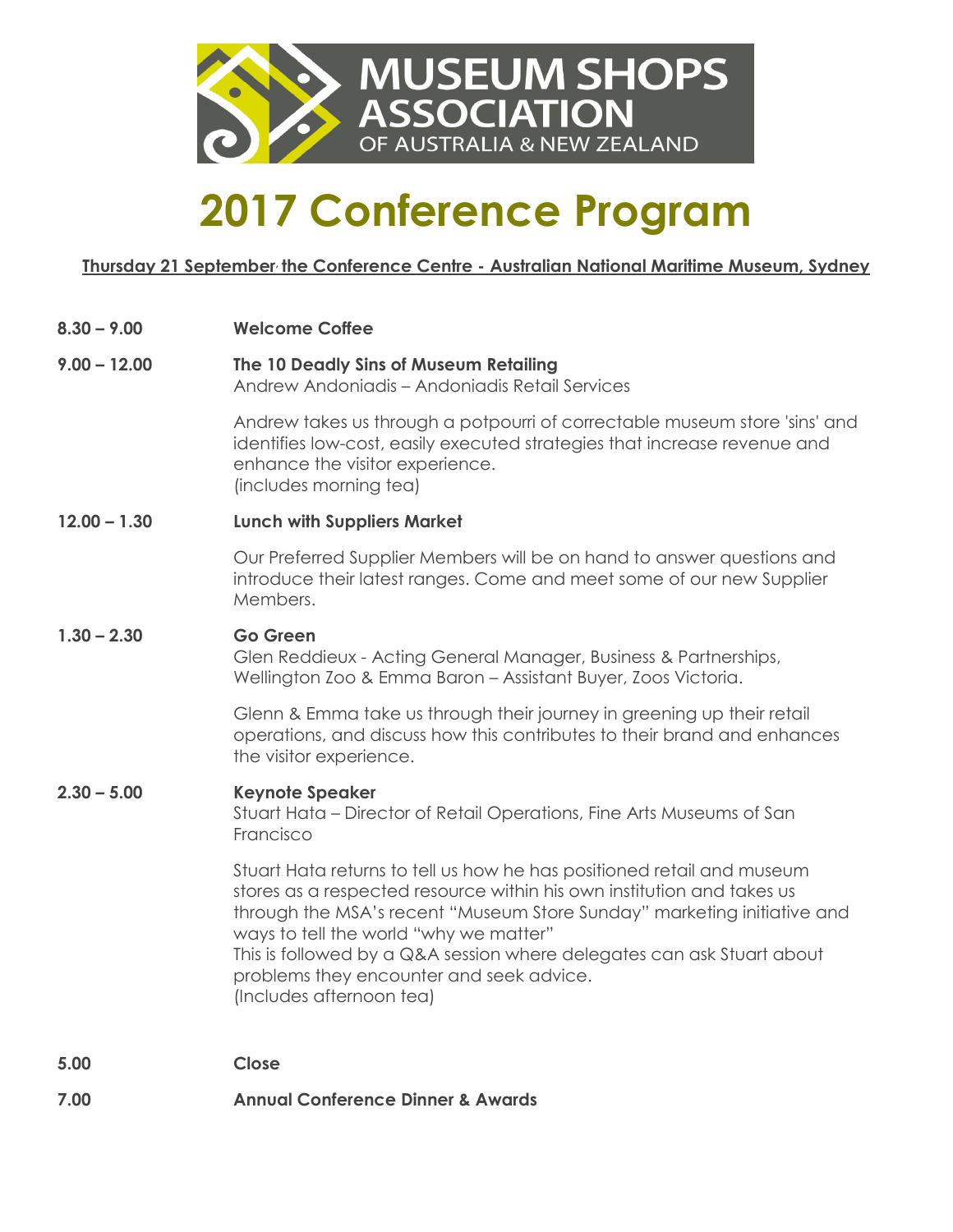**MUSEUM SHOPS ASSOCIATION OF AUSTRALIA & NEW ZEALAND**

# 2017 Conference Program

**Thursday 21 September, the Conference Centre - Australian National Maritime Museum, Sydney**

**8.30 – 9.00** **Welcome Coffee**

**9.00 – 12.00** **The 10 Deadly Sins of Museum Retailing**
Andrew Andoniadis – Andoniadis Retail Services

Andrew takes us through a potpourri of correctable museum store 'sins' and identifies low-cost, easily executed strategies that increase revenue and enhance the visitor experience.
(includes morning tea)

**12.00 – 1.30** **Lunch with Suppliers Market**

Our Preferred Supplier Members will be on hand to answer questions and introduce their latest ranges. Come and meet some of our new Supplier Members.

**1.30 – 2.30** **Go Green**
Glen Reddieux - Acting General Manager, Business & Partnerships, Wellington Zoo & Emma Baron – Assistant Buyer, Zoos Victoria.

Glenn & Emma take us through their journey in greening up their retail operations, and discuss how this contributes to their brand and enhances the visitor experience.

**2.30 – 5.00** **Keynote Speaker**
Stuart Hata – Director of Retail Operations, Fine Arts Museums of San Francisco

Stuart Hata returns to tell us how he has positioned retail and museum stores as a respected resource within his own institution and takes us through the MSA's recent "Museum Store Sunday" marketing initiative and ways to tell the world "why we matter"
This is followed by a Q&A session where delegates can ask Stuart about problems they encounter and seek advice.
(Includes afternoon tea)

**5.00** **Close**

**7.00** **Annual Conference Dinner & Awards**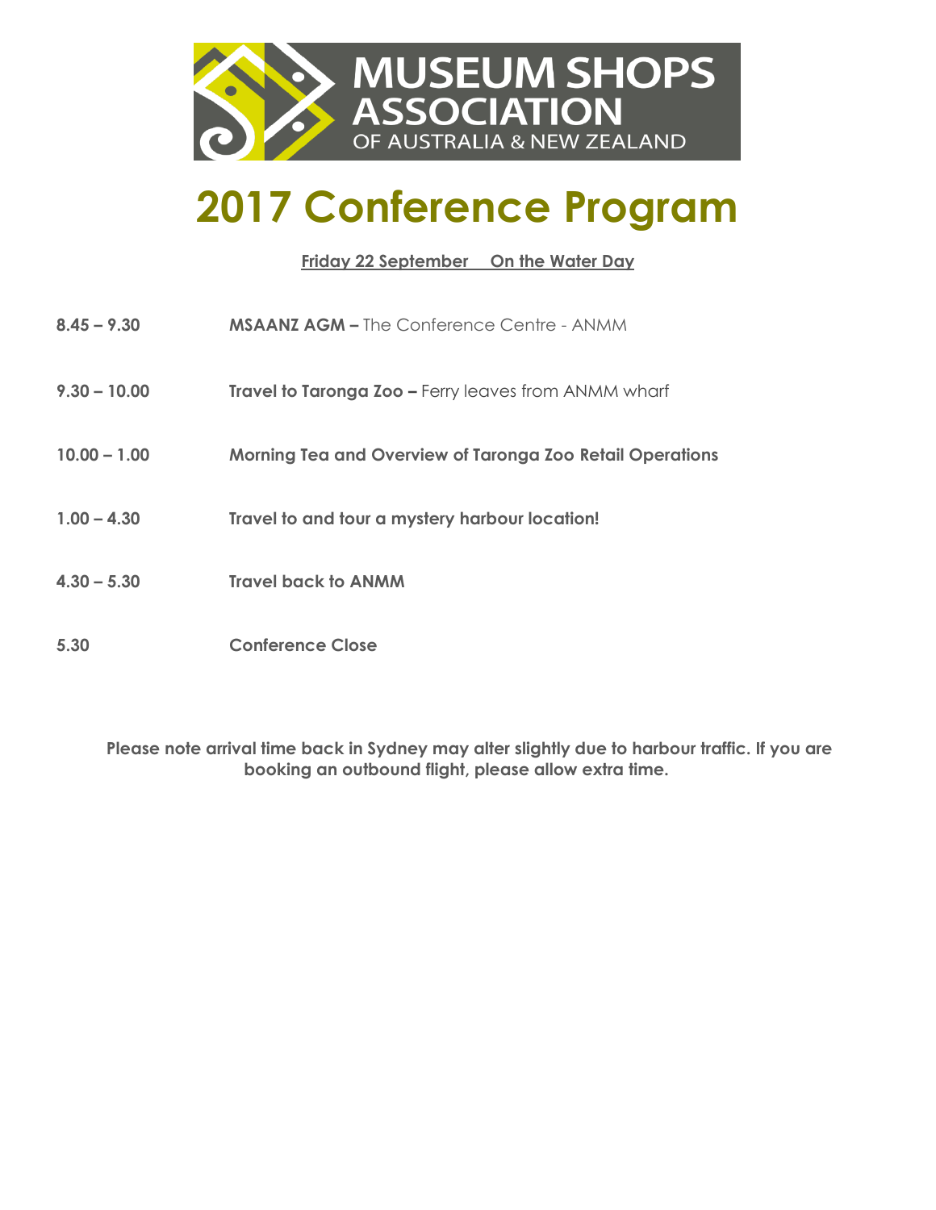MUSEUM SHOPS ASSOCIATION OF AUSTRALIA & NEW ZEALAND

# 2017 Conference Program

**Friday 22 September On the Water Day**

| | |
|---|---|
| **8.45 – 9.30** | **MSAANZ AGM –** The Conference Centre - ANMM |
| **9.30 – 10.00** | **Travel to Taronga Zoo –** Ferry leaves from ANMM wharf |
| **10.00 – 1.00** | **Morning Tea and Overview of Taronga Zoo Retail Operations** |
| **1.00 – 4.30** | **Travel to and tour a mystery harbour location!** |
| **4.30 – 5.30** | **Travel back to ANMM** |
| **5.30** | **Conference Close** |

**Please note arrival time back in Sydney may alter slightly due to harbour traffic. If you are booking an outbound flight, please allow extra time.**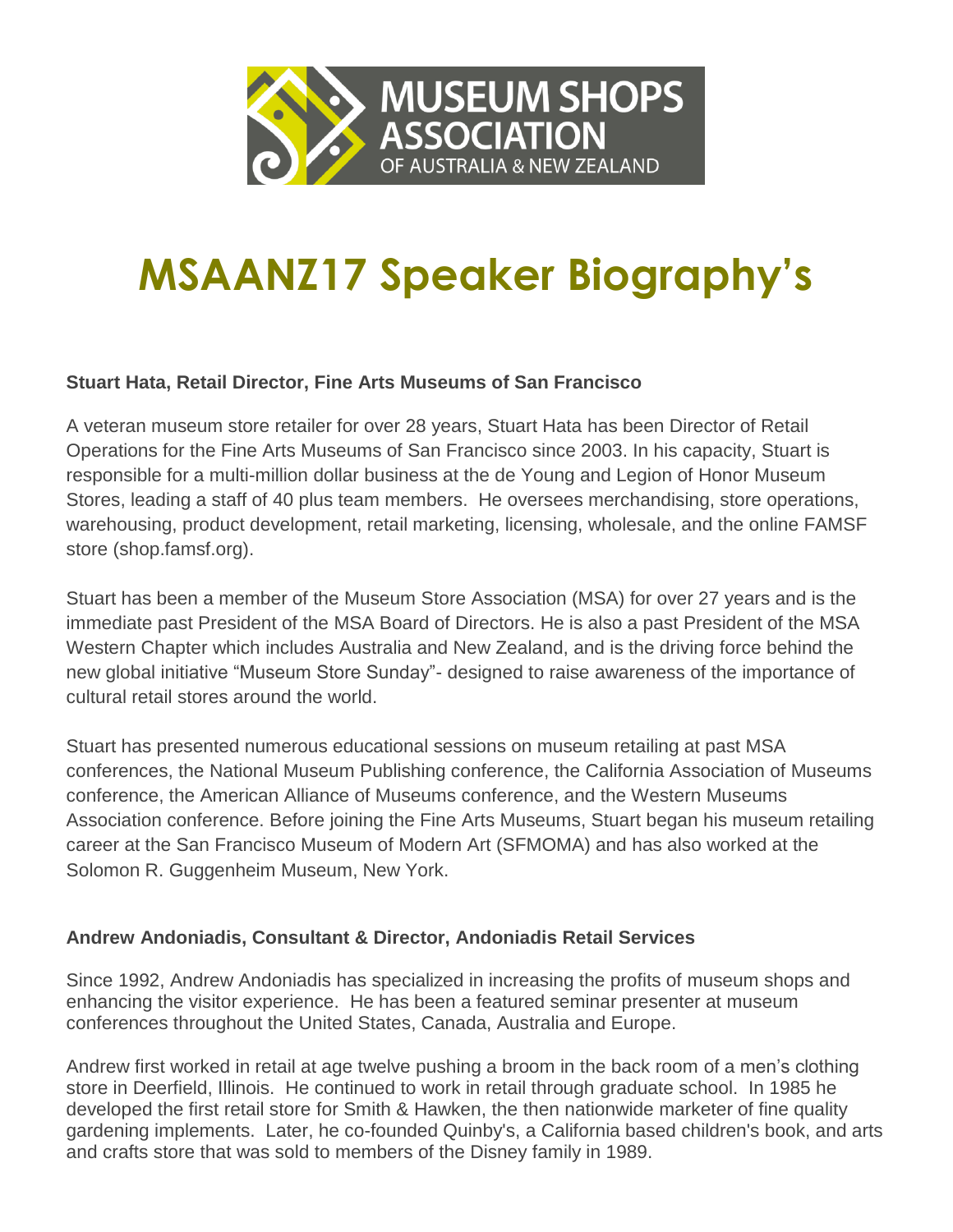MUSEUM SHOPS ASSOCIATION OF AUSTRALIA & NEW ZEALAND

# MSAANZ17 Speaker Biography's

### Stuart Hata, Retail Director, Fine Arts Museums of San Francisco

A veteran museum store retailer for over 28 years, Stuart Hata has been Director of Retail Operations for the Fine Arts Museums of San Francisco since 2003. In his capacity, Stuart is responsible for a multi-million dollar business at the de Young and Legion of Honor Museum Stores, leading a staff of 40 plus team members. He oversees merchandising, store operations, warehousing, product development, retail marketing, licensing, wholesale, and the online FAMSF store (shop.famsf.org).

Stuart has been a member of the Museum Store Association (MSA) for over 27 years and is the immediate past President of the MSA Board of Directors. He is also a past President of the MSA Western Chapter which includes Australia and New Zealand, and is the driving force behind the new global initiative "Museum Store Sunday"- designed to raise awareness of the importance of cultural retail stores around the world.

Stuart has presented numerous educational sessions on museum retailing at past MSA conferences, the National Museum Publishing conference, the California Association of Museums conference, the American Alliance of Museums conference, and the Western Museums Association conference. Before joining the Fine Arts Museums, Stuart began his museum retailing career at the San Francisco Museum of Modern Art (SFMOMA) and has also worked at the Solomon R. Guggenheim Museum, New York.

### Andrew Andoniadis, Consultant & Director, Andoniadis Retail Services

Since 1992, Andrew Andoniadis has specialized in increasing the profits of museum shops and enhancing the visitor experience. He has been a featured seminar presenter at museum conferences throughout the United States, Canada, Australia and Europe.

Andrew first worked in retail at age twelve pushing a broom in the back room of a men's clothing store in Deerfield, Illinois. He continued to work in retail through graduate school. In 1985 he developed the first retail store for Smith & Hawken, the then nationwide marketer of fine quality gardening implements. Later, he co-founded Quinby's, a California based children's book, and arts and crafts store that was sold to members of the Disney family in 1989.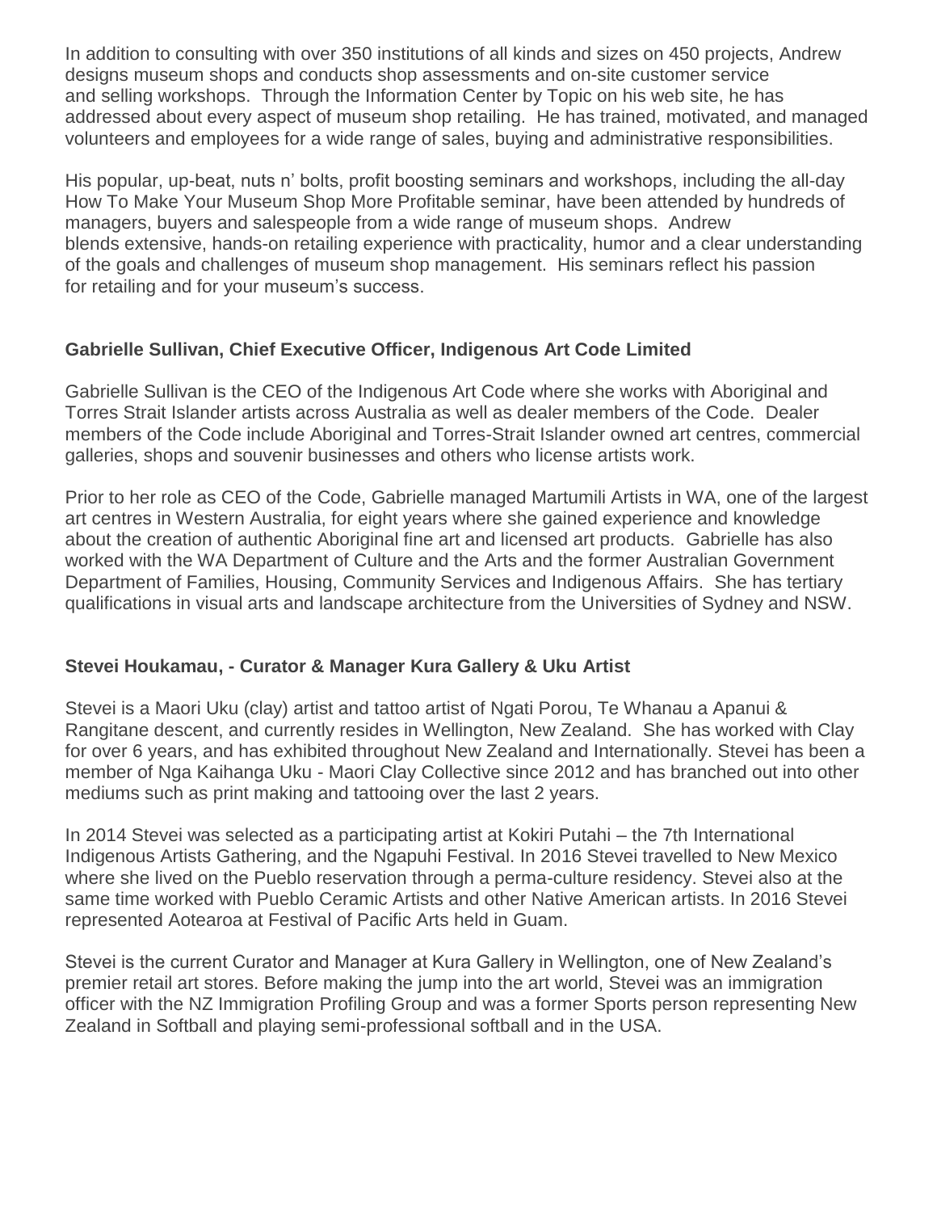In addition to consulting with over 350 institutions of all kinds and sizes on 450 projects, Andrew designs museum shops and conducts shop assessments and on-site customer service and selling workshops. Through the Information Center by Topic on his web site, he has addressed about every aspect of museum shop retailing. He has trained, motivated, and managed volunteers and employees for a wide range of sales, buying and administrative responsibilities.

His popular, up-beat, nuts n' bolts, profit boosting seminars and workshops, including the all-day How To Make Your Museum Shop More Profitable seminar, have been attended by hundreds of managers, buyers and salespeople from a wide range of museum shops. Andrew blends extensive, hands-on retailing experience with practicality, humor and a clear understanding of the goals and challenges of museum shop management. His seminars reflect his passion for retailing and for your museum's success.

**Gabrielle Sullivan, Chief Executive Officer, Indigenous Art Code Limited**

Gabrielle Sullivan is the CEO of the Indigenous Art Code where she works with Aboriginal and Torres Strait Islander artists across Australia as well as dealer members of the Code. Dealer members of the Code include Aboriginal and Torres-Strait Islander owned art centres, commercial galleries, shops and souvenir businesses and others who license artists work.

Prior to her role as CEO of the Code, Gabrielle managed Martumili Artists in WA, one of the largest art centres in Western Australia, for eight years where she gained experience and knowledge about the creation of authentic Aboriginal fine art and licensed art products. Gabrielle has also worked with the WA Department of Culture and the Arts and the former Australian Government Department of Families, Housing, Community Services and Indigenous Affairs. She has tertiary qualifications in visual arts and landscape architecture from the Universities of Sydney and NSW.

**Stevei Houkamau, - Curator & Manager Kura Gallery & Uku Artist**

Stevei is a Maori Uku (clay) artist and tattoo artist of Ngati Porou, Te Whanau a Apanui & Rangitane descent, and currently resides in Wellington, New Zealand. She has worked with Clay for over 6 years, and has exhibited throughout New Zealand and Internationally. Stevei has been a member of Nga Kaihanga Uku - Maori Clay Collective since 2012 and has branched out into other mediums such as print making and tattooing over the last 2 years.

In 2014 Stevei was selected as a participating artist at Kokiri Putahi – the 7th International Indigenous Artists Gathering, and the Ngapuhi Festival. In 2016 Stevei travelled to New Mexico where she lived on the Pueblo reservation through a perma-culture residency. Stevei also at the same time worked with Pueblo Ceramic Artists and other Native American artists. In 2016 Stevei represented Aotearoa at Festival of Pacific Arts held in Guam.

Stevei is the current Curator and Manager at Kura Gallery in Wellington, one of New Zealand's premier retail art stores. Before making the jump into the art world, Stevei was an immigration officer with the NZ Immigration Profiling Group and was a former Sports person representing New Zealand in Softball and playing semi-professional softball and in the USA.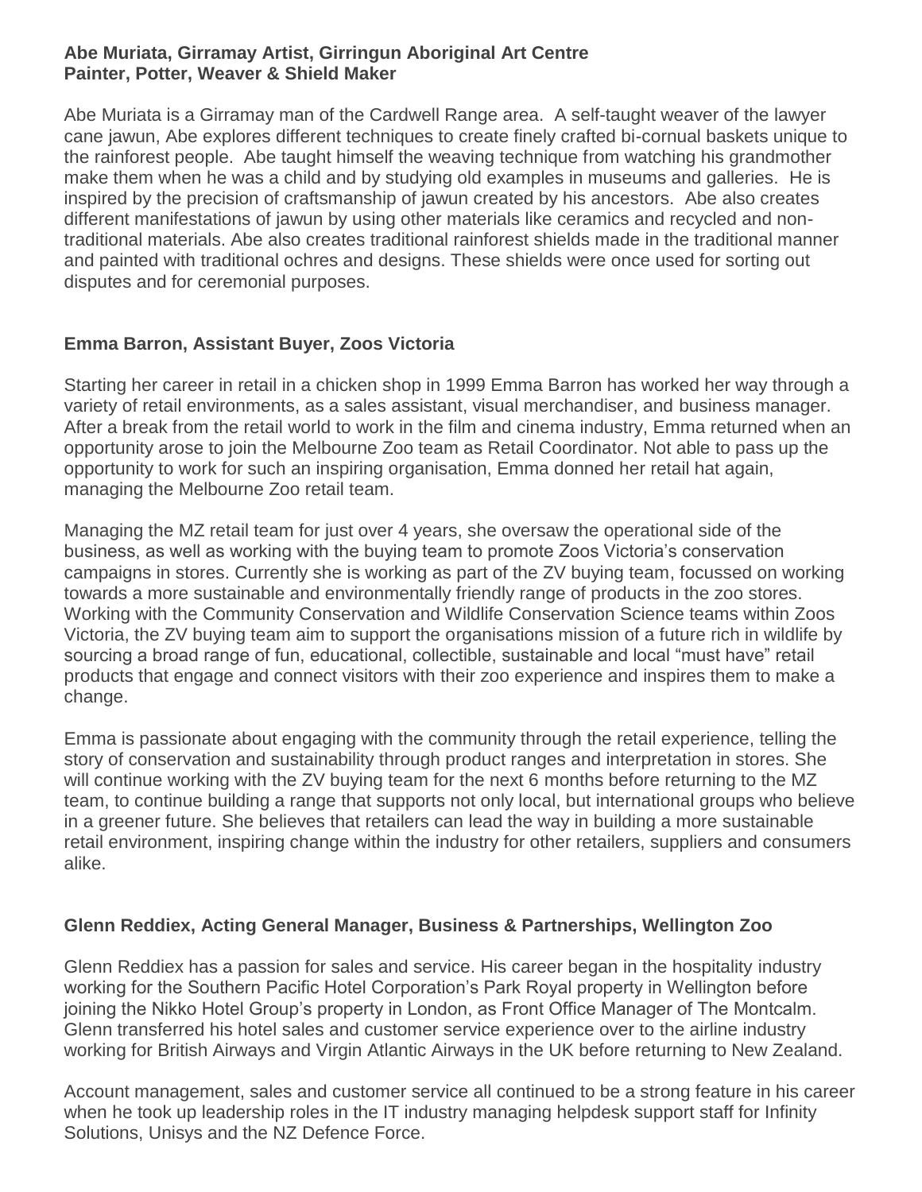**Abe Muriata, Girramay Artist, Girringun Aboriginal Art Centre**
**Painter, Potter, Weaver & Shield Maker**

Abe Muriata is a Girramay man of the Cardwell Range area. A self-taught weaver of the lawyer cane jawun, Abe explores different techniques to create finely crafted bi-cornual baskets unique to the rainforest people. Abe taught himself the weaving technique from watching his grandmother make them when he was a child and by studying old examples in museums and galleries. He is inspired by the precision of craftsmanship of jawun created by his ancestors. Abe also creates different manifestations of jawun by using other materials like ceramics and recycled and non-traditional materials. Abe also creates traditional rainforest shields made in the traditional manner and painted with traditional ochres and designs. These shields were once used for sorting out disputes and for ceremonial purposes.

**Emma Barron, Assistant Buyer, Zoos Victoria**

Starting her career in retail in a chicken shop in 1999 Emma Barron has worked her way through a variety of retail environments, as a sales assistant, visual merchandiser, and business manager. After a break from the retail world to work in the film and cinema industry, Emma returned when an opportunity arose to join the Melbourne Zoo team as Retail Coordinator. Not able to pass up the opportunity to work for such an inspiring organisation, Emma donned her retail hat again, managing the Melbourne Zoo retail team.

Managing the MZ retail team for just over 4 years, she oversaw the operational side of the business, as well as working with the buying team to promote Zoos Victoria's conservation campaigns in stores. Currently she is working as part of the ZV buying team, focussed on working towards a more sustainable and environmentally friendly range of products in the zoo stores. Working with the Community Conservation and Wildlife Conservation Science teams within Zoos Victoria, the ZV buying team aim to support the organisations mission of a future rich in wildlife by sourcing a broad range of fun, educational, collectible, sustainable and local "must have" retail products that engage and connect visitors with their zoo experience and inspires them to make a change.

Emma is passionate about engaging with the community through the retail experience, telling the story of conservation and sustainability through product ranges and interpretation in stores. She will continue working with the ZV buying team for the next 6 months before returning to the MZ team, to continue building a range that supports not only local, but international groups who believe in a greener future. She believes that retailers can lead the way in building a more sustainable retail environment, inspiring change within the industry for other retailers, suppliers and consumers alike.

**Glenn Reddiex, Acting General Manager, Business & Partnerships, Wellington Zoo**

Glenn Reddiex has a passion for sales and service. His career began in the hospitality industry working for the Southern Pacific Hotel Corporation's Park Royal property in Wellington before joining the Nikko Hotel Group's property in London, as Front Office Manager of The Montcalm. Glenn transferred his hotel sales and customer service experience over to the airline industry working for British Airways and Virgin Atlantic Airways in the UK before returning to New Zealand.

Account management, sales and customer service all continued to be a strong feature in his career when he took up leadership roles in the IT industry managing helpdesk support staff for Infinity Solutions, Unisys and the NZ Defence Force.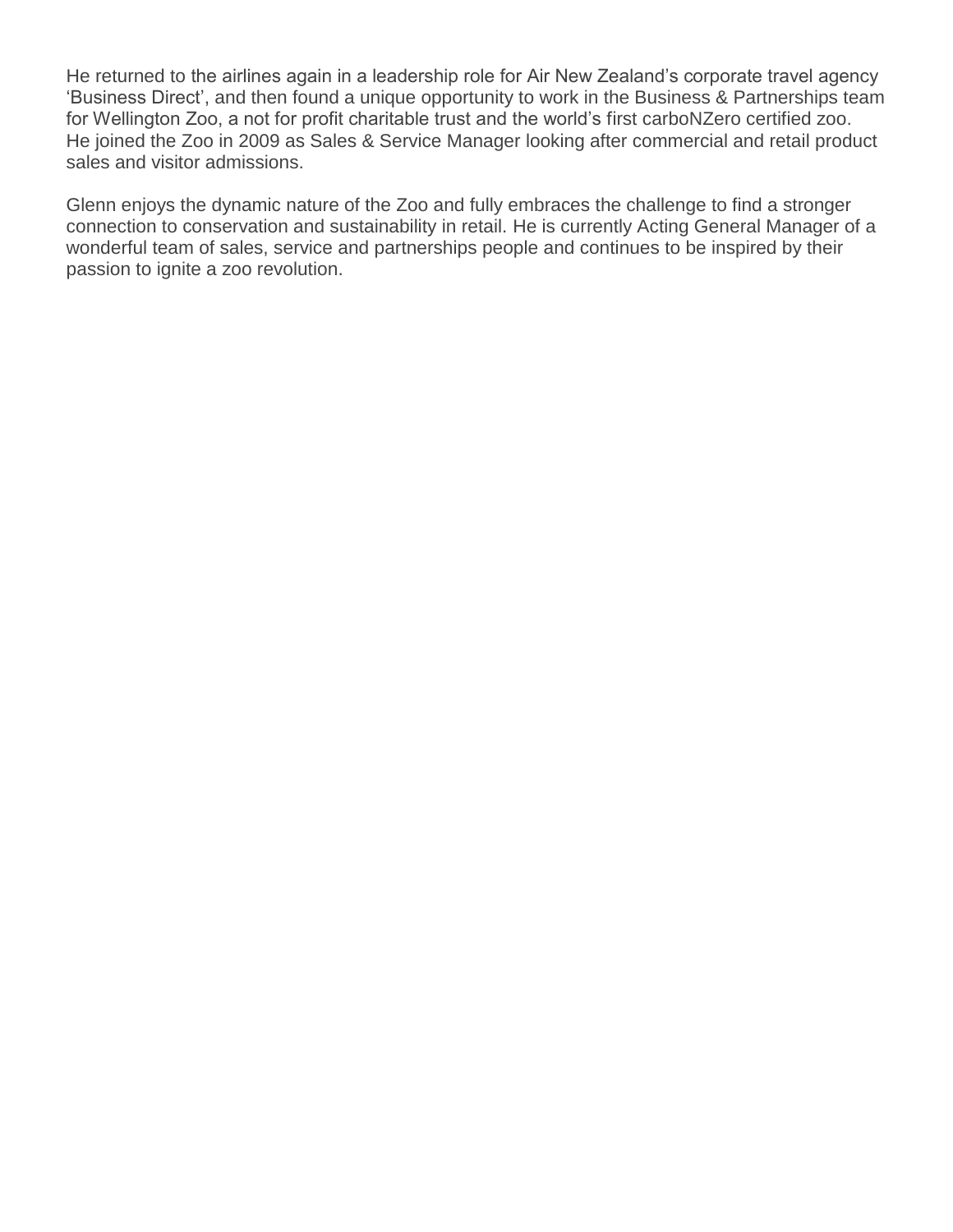He returned to the airlines again in a leadership role for Air New Zealand's corporate travel agency 'Business Direct', and then found a unique opportunity to work in the Business & Partnerships team for Wellington Zoo, a not for profit charitable trust and the world's first carboNZero certified zoo. He joined the Zoo in 2009 as Sales & Service Manager looking after commercial and retail product sales and visitor admissions.

Glenn enjoys the dynamic nature of the Zoo and fully embraces the challenge to find a stronger connection to conservation and sustainability in retail. He is currently Acting General Manager of a wonderful team of sales, service and partnerships people and continues to be inspired by their passion to ignite a zoo revolution.